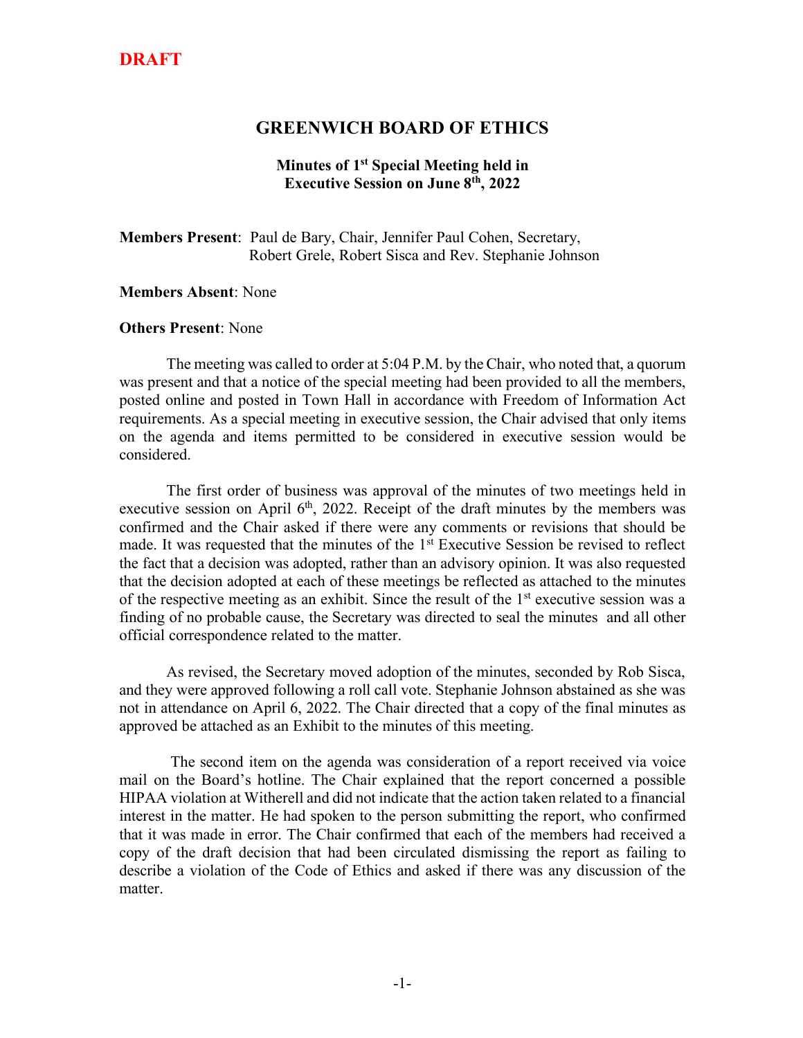**DRAFT**

# GREENWICH BOARD OF ETHICS

### Minutes of 1st Special Meeting held in Executive Session on June 8th, 2022

**Members Present**: Paul de Bary, Chair, Jennifer Paul Cohen, Secretary, Robert Grele, Robert Sisca and Rev. Stephanie Johnson

**Members Absent**: None

**Others Present**: None

The meeting was called to order at 5:04 P.M. by the Chair, who noted that, a quorum was present and that a notice of the special meeting had been provided to all the members, posted online and posted in Town Hall in accordance with Freedom of Information Act requirements. As a special meeting in executive session, the Chair advised that only items on the agenda and items permitted to be considered in executive session would be considered.

The first order of business was approval of the minutes of two meetings held in executive session on April 6th, 2022. Receipt of the draft minutes by the members was confirmed and the Chair asked if there were any comments or revisions that should be made. It was requested that the minutes of the 1st Executive Session be revised to reflect the fact that a decision was adopted, rather than an advisory opinion. It was also requested that the decision adopted at each of these meetings be reflected as attached to the minutes of the respective meeting as an exhibit. Since the result of the 1st executive session was a finding of no probable cause, the Secretary was directed to seal the minutes and all other official correspondence related to the matter.

As revised, the Secretary moved adoption of the minutes, seconded by Rob Sisca, and they were approved following a roll call vote. Stephanie Johnson abstained as she was not in attendance on April 6, 2022. The Chair directed that a copy of the final minutes as approved be attached as an Exhibit to the minutes of this meeting.

The second item on the agenda was consideration of a report received via voice mail on the Board's hotline. The Chair explained that the report concerned a possible HIPAA violation at Witherell and did not indicate that the action taken related to a financial interest in the matter. He had spoken to the person submitting the report, who confirmed that it was made in error. The Chair confirmed that each of the members had received a copy of the draft decision that had been circulated dismissing the report as failing to describe a violation of the Code of Ethics and asked if there was any discussion of the matter.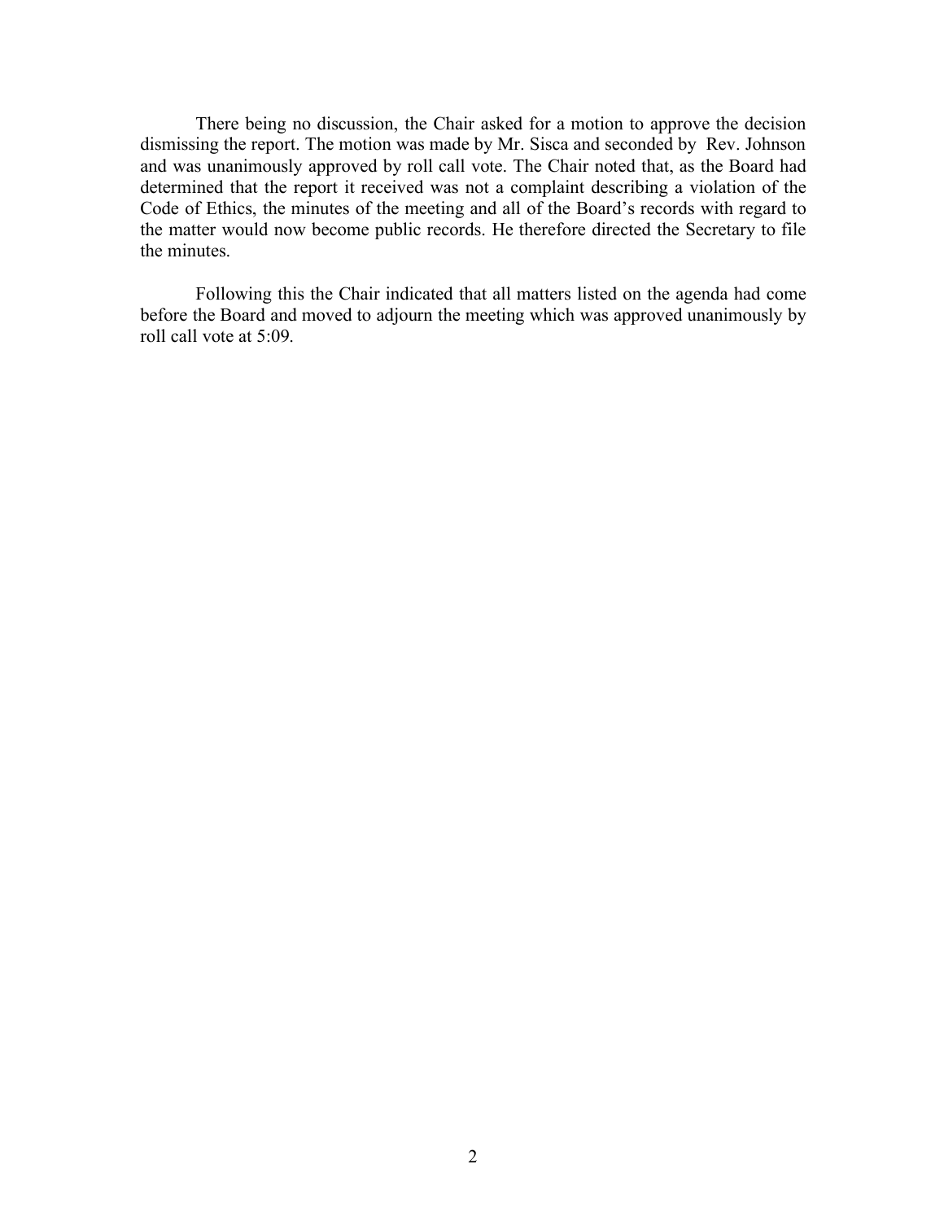There being no discussion, the Chair asked for a motion to approve the decision dismissing the report. The motion was made by Mr. Sisca and seconded by Rev. Johnson and was unanimously approved by roll call vote. The Chair noted that, as the Board had determined that the report it received was not a complaint describing a violation of the Code of Ethics, the minutes of the meeting and all of the Board's records with regard to the matter would now become public records. He therefore directed the Secretary to file the minutes.

Following this the Chair indicated that all matters listed on the agenda had come before the Board and moved to adjourn the meeting which was approved unanimously by roll call vote at 5:09.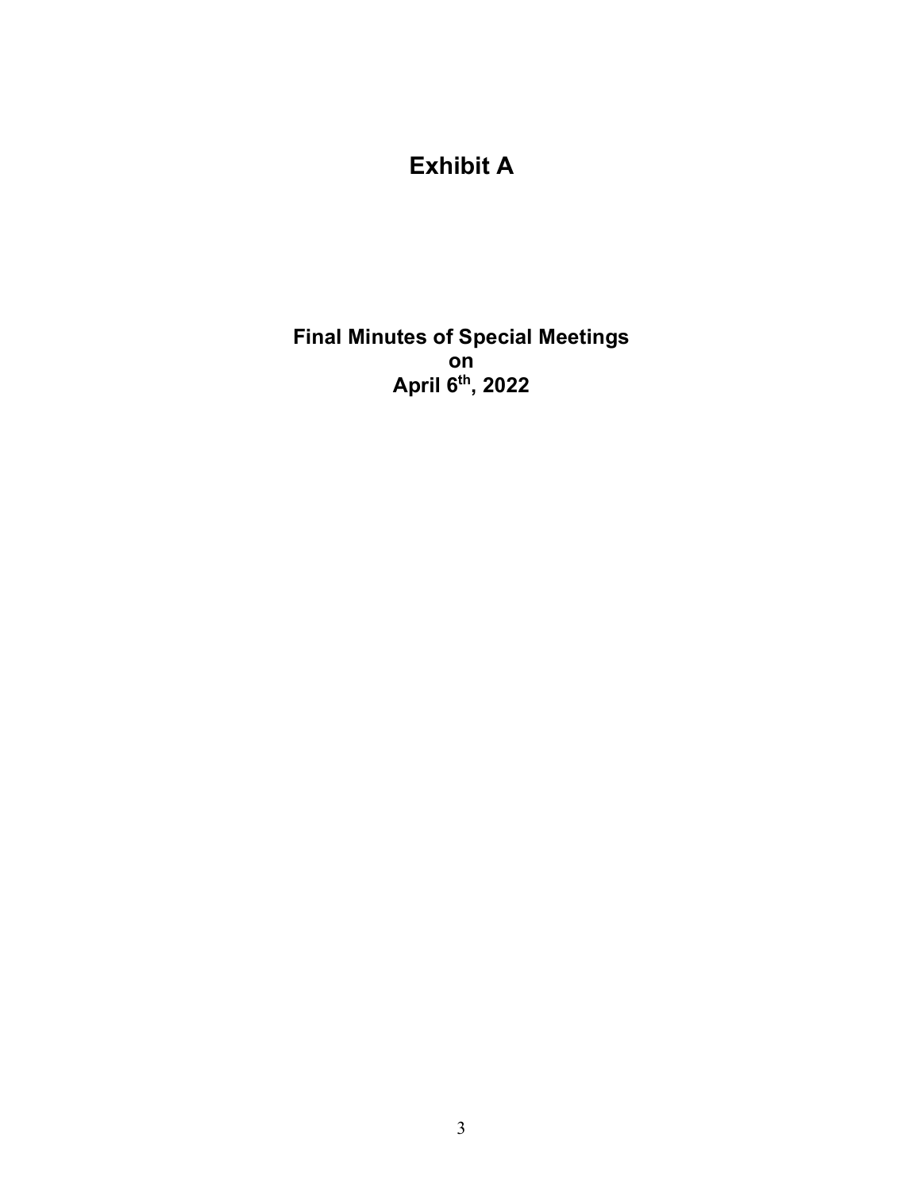# Exhibit A

## Final Minutes of Special Meetings
## on
## April 6th, 2022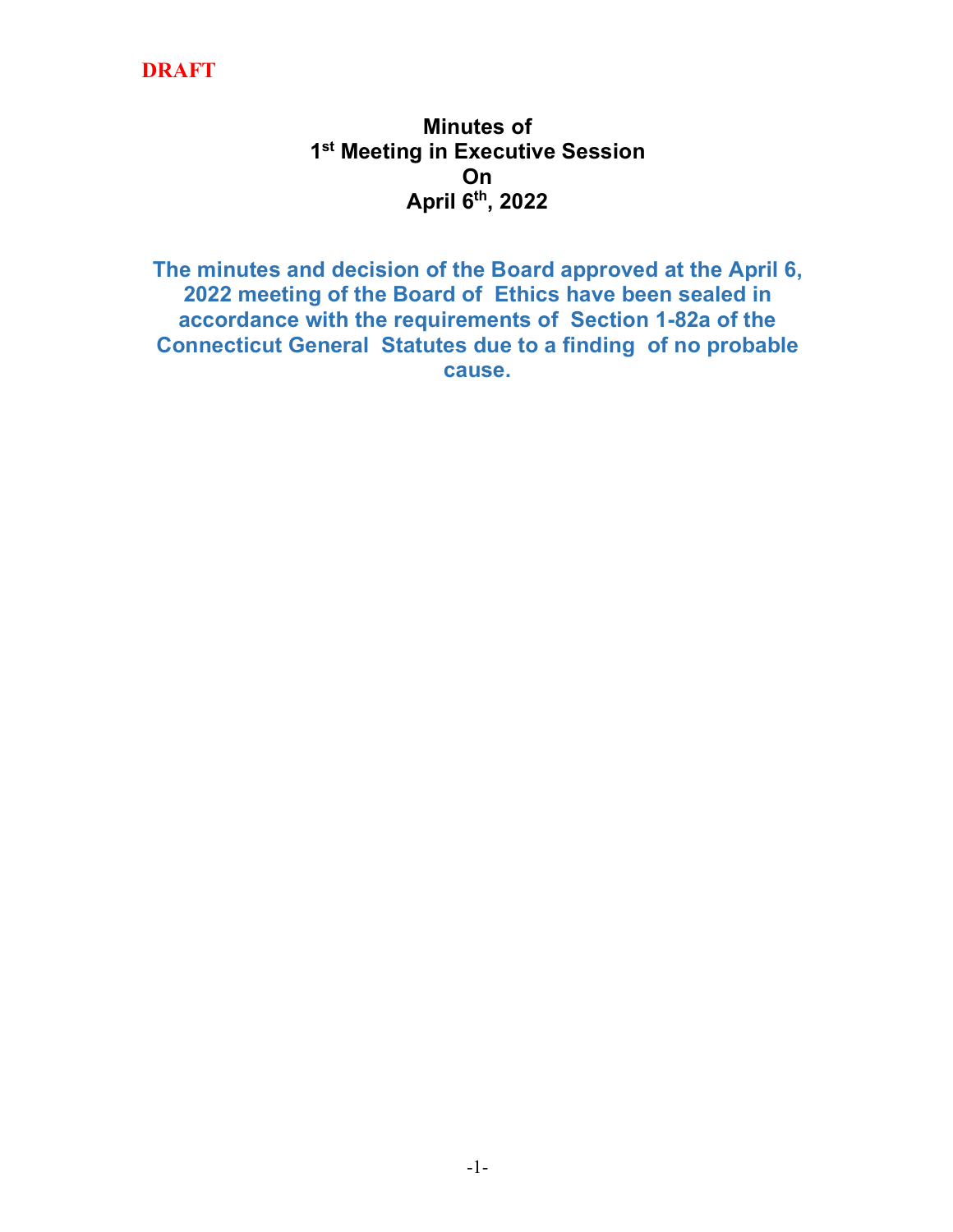DRAFT

# Minutes of 1st Meeting in Executive Session On April 6th, 2022

**The minutes and decision of the Board approved at the April 6, 2022 meeting of the Board of Ethics have been sealed in accordance with the requirements of Section 1-82a of the Connecticut General Statutes due to a finding of no probable cause.**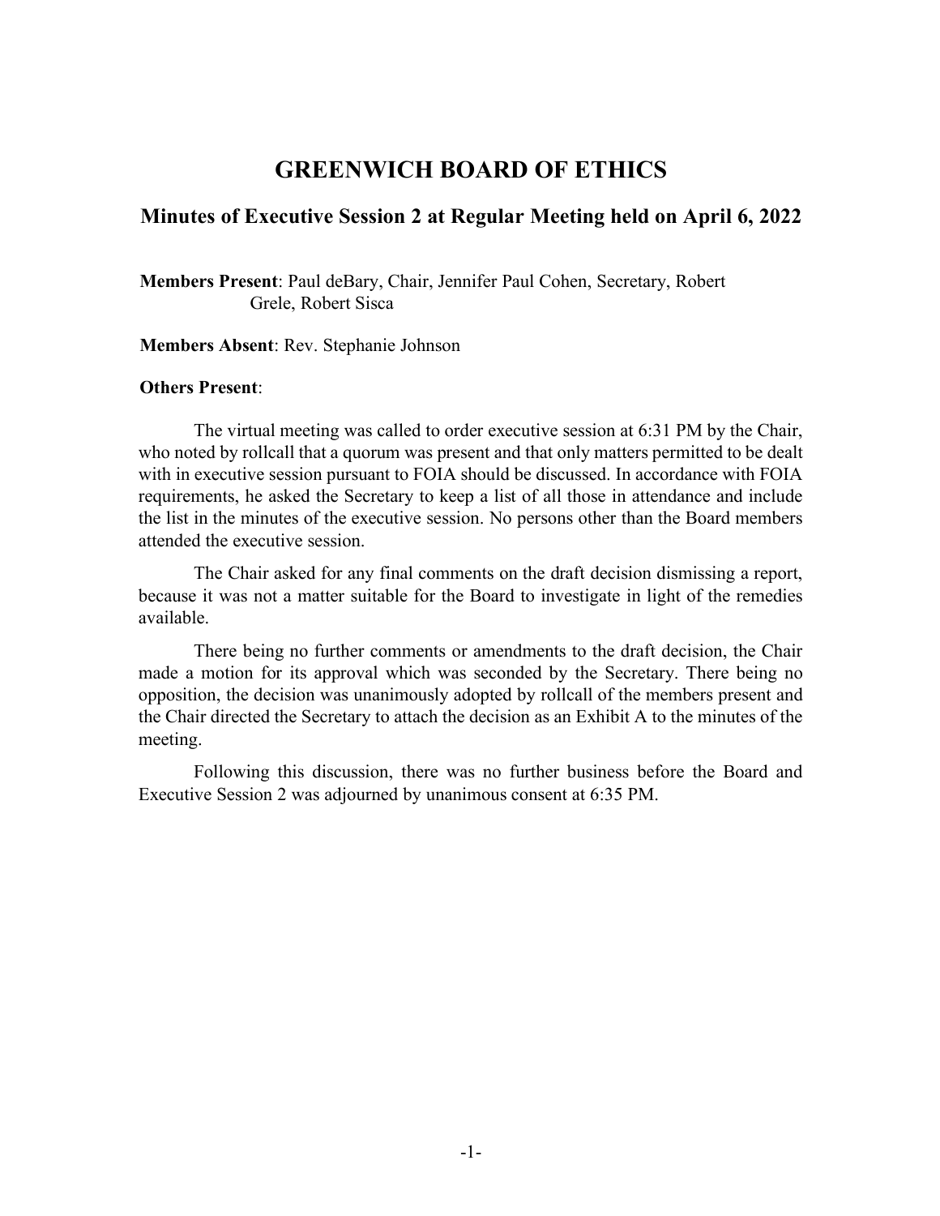# GREENWICH BOARD OF ETHICS

## Minutes of Executive Session 2 at Regular Meeting held on April 6, 2022

**Members Present**: Paul deBary, Chair, Jennifer Paul Cohen, Secretary, Robert Grele, Robert Sisca

**Members Absent**: Rev. Stephanie Johnson

**Others Present**:

The virtual meeting was called to order executive session at 6:31 PM by the Chair, who noted by rollcall that a quorum was present and that only matters permitted to be dealt with in executive session pursuant to FOIA should be discussed. In accordance with FOIA requirements, he asked the Secretary to keep a list of all those in attendance and include the list in the minutes of the executive session. No persons other than the Board members attended the executive session.

The Chair asked for any final comments on the draft decision dismissing a report, because it was not a matter suitable for the Board to investigate in light of the remedies available.

There being no further comments or amendments to the draft decision, the Chair made a motion for its approval which was seconded by the Secretary. There being no opposition, the decision was unanimously adopted by rollcall of the members present and the Chair directed the Secretary to attach the decision as an Exhibit A to the minutes of the meeting.

Following this discussion, there was no further business before the Board and Executive Session 2 was adjourned by unanimous consent at 6:35 PM.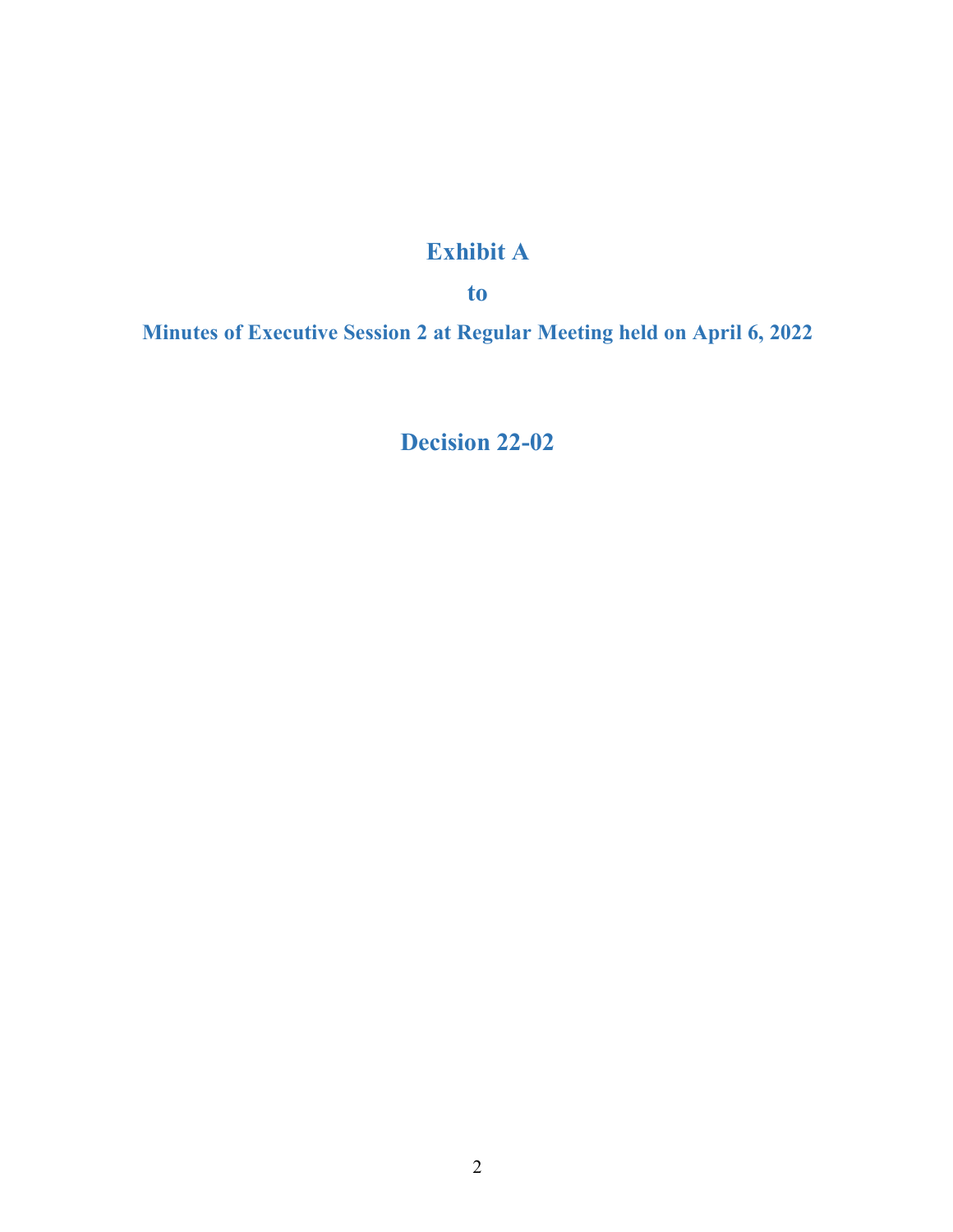# Exhibit A

## to

### Minutes of Executive Session 2 at Regular Meeting held on April 6, 2022

## Decision 22-02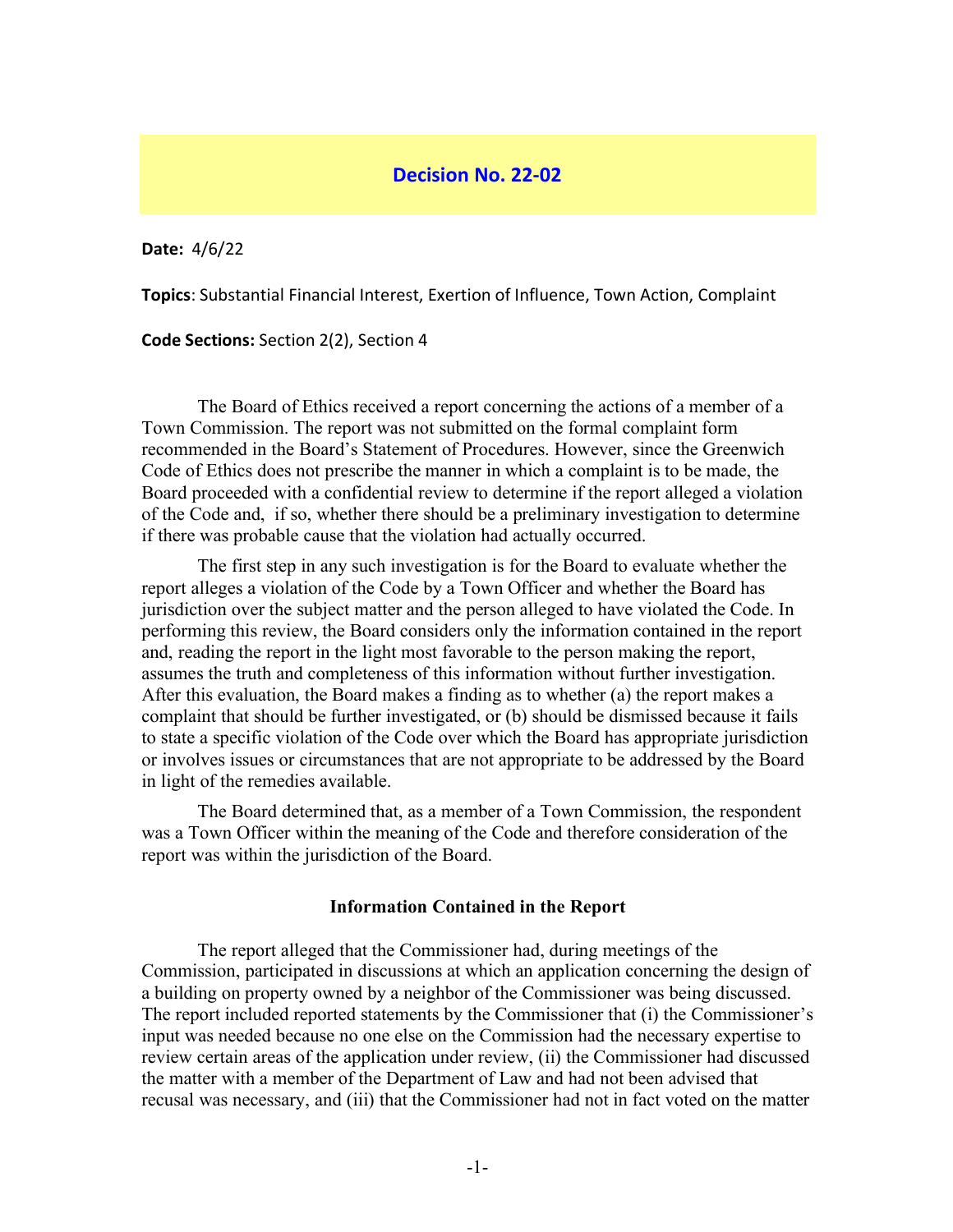## Decision No. 22-02

**Date:** 4/6/22

**Topics**: Substantial Financial Interest, Exertion of Influence, Town Action, Complaint

**Code Sections:** Section 2(2), Section 4

The Board of Ethics received a report concerning the actions of a member of a Town Commission. The report was not submitted on the formal complaint form recommended in the Board's Statement of Procedures. However, since the Greenwich Code of Ethics does not prescribe the manner in which a complaint is to be made, the Board proceeded with a confidential review to determine if the report alleged a violation of the Code and, if so, whether there should be a preliminary investigation to determine if there was probable cause that the violation had actually occurred.

The first step in any such investigation is for the Board to evaluate whether the report alleges a violation of the Code by a Town Officer and whether the Board has jurisdiction over the subject matter and the person alleged to have violated the Code. In performing this review, the Board considers only the information contained in the report and, reading the report in the light most favorable to the person making the report, assumes the truth and completeness of this information without further investigation. After this evaluation, the Board makes a finding as to whether (a) the report makes a complaint that should be further investigated, or (b) should be dismissed because it fails to state a specific violation of the Code over which the Board has appropriate jurisdiction or involves issues or circumstances that are not appropriate to be addressed by the Board in light of the remedies available.

The Board determined that, as a member of a Town Commission, the respondent was a Town Officer within the meaning of the Code and therefore consideration of the report was within the jurisdiction of the Board.

### Information Contained in the Report

The report alleged that the Commissioner had, during meetings of the Commission, participated in discussions at which an application concerning the design of a building on property owned by a neighbor of the Commissioner was being discussed. The report included reported statements by the Commissioner that (i) the Commissioner's input was needed because no one else on the Commission had the necessary expertise to review certain areas of the application under review, (ii) the Commissioner had discussed the matter with a member of the Department of Law and had not been advised that recusal was necessary, and (iii) that the Commissioner had not in fact voted on the matter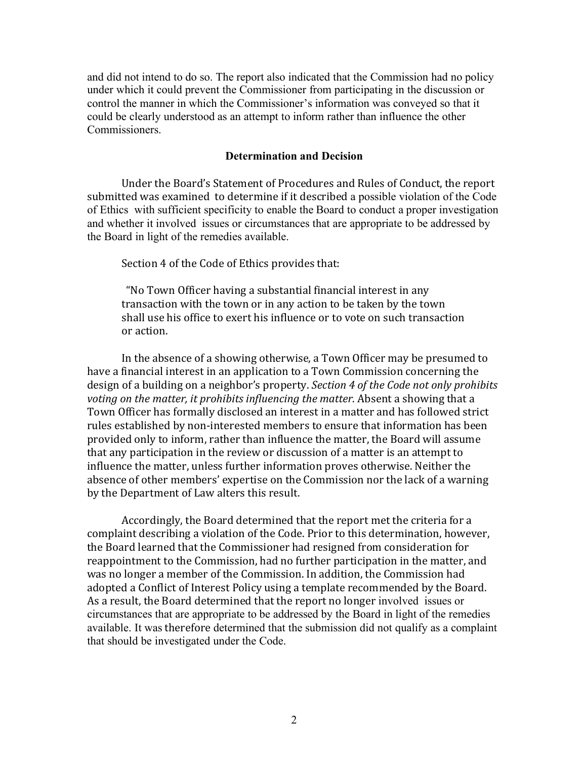and did not intend to do so. The report also indicated that the Commission had no policy under which it could prevent the Commissioner from participating in the discussion or control the manner in which the Commissioner's information was conveyed so that it could be clearly understood as an attempt to inform rather than influence the other Commissioners.

## Determination and Decision

Under the Board's Statement of Procedures and Rules of Conduct, the report submitted was examined to determine if it described a possible violation of the Code of Ethics with sufficient specificity to enable the Board to conduct a proper investigation and whether it involved issues or circumstances that are appropriate to be addressed by the Board in light of the remedies available.

Section 4 of the Code of Ethics provides that:

> "No Town Officer having a substantial financial interest in any transaction with the town or in any action to be taken by the town shall use his office to exert his influence or to vote on such transaction or action.

In the absence of a showing otherwise, a Town Officer may be presumed to have a financial interest in an application to a Town Commission concerning the design of a building on a neighbor's property. *Section 4 of the Code not only prohibits voting on the matter, it prohibits influencing the matter*. Absent a showing that a Town Officer has formally disclosed an interest in a matter and has followed strict rules established by non-interested members to ensure that information has been provided only to inform, rather than influence the matter, the Board will assume that any participation in the review or discussion of a matter is an attempt to influence the matter, unless further information proves otherwise. Neither the absence of other members' expertise on the Commission nor the lack of a warning by the Department of Law alters this result.

Accordingly, the Board determined that the report met the criteria for a complaint describing a violation of the Code. Prior to this determination, however, the Board learned that the Commissioner had resigned from consideration for reappointment to the Commission, had no further participation in the matter, and was no longer a member of the Commission. In addition, the Commission had adopted a Conflict of Interest Policy using a template recommended by the Board. As a result, the Board determined that the report no longer involved issues or circumstances that are appropriate to be addressed by the Board in light of the remedies available. It was therefore determined that the submission did not qualify as a complaint that should be investigated under the Code.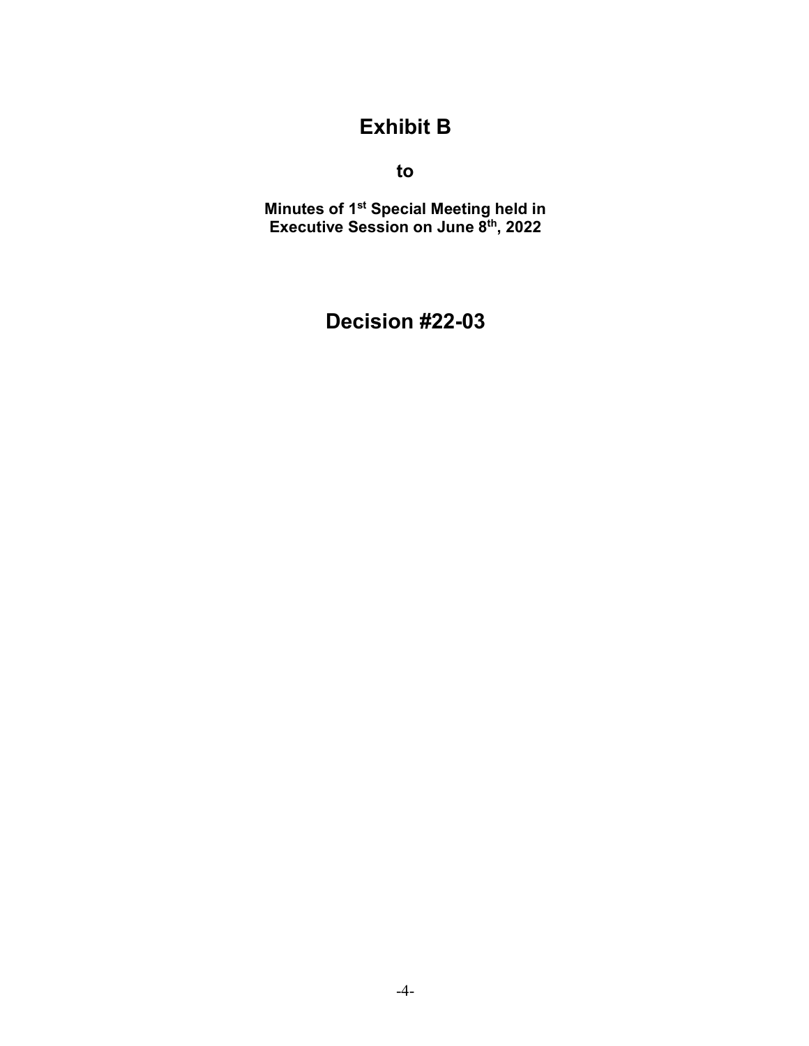# Exhibit B

**to**

**Minutes of 1st Special Meeting held in Executive Session on June 8th, 2022**

# Decision #22-03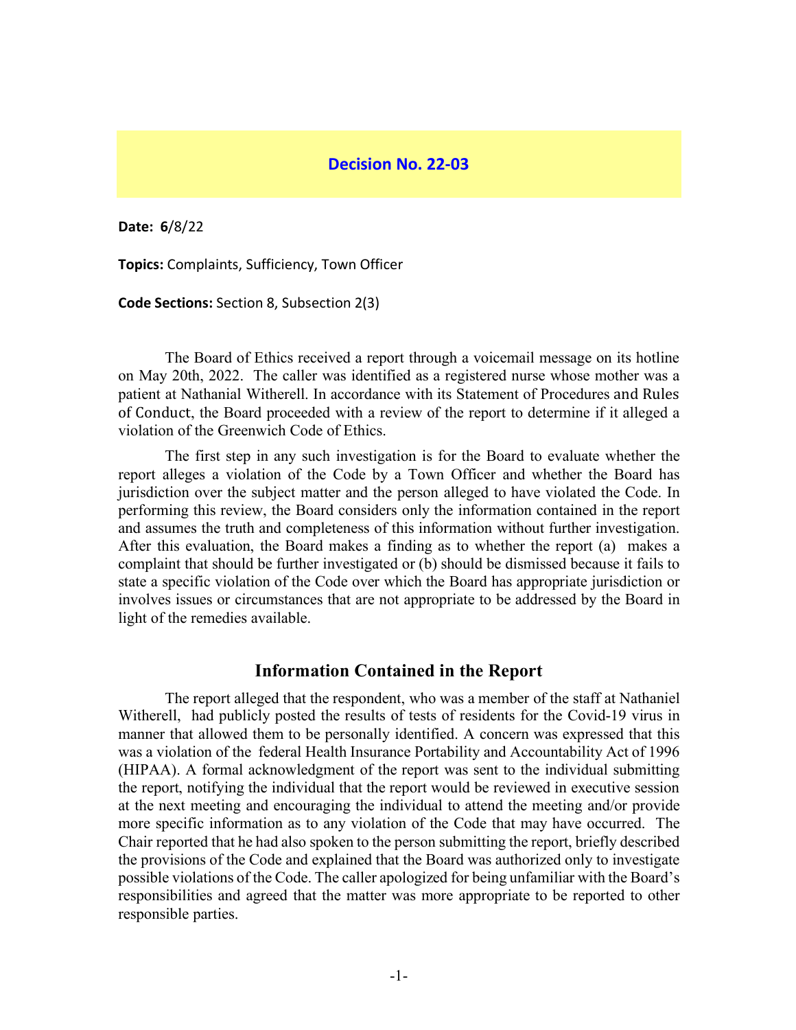## Decision No. 22-03

**Date:** **6**/8/22

**Topics:** Complaints, Sufficiency, Town Officer

**Code Sections:** Section 8, Subsection 2(3)

The Board of Ethics received a report through a voicemail message on its hotline on May 20th, 2022. The caller was identified as a registered nurse whose mother was a patient at Nathanial Witherell. In accordance with its Statement of Procedures and Rules of Conduct, the Board proceeded with a review of the report to determine if it alleged a violation of the Greenwich Code of Ethics.

The first step in any such investigation is for the Board to evaluate whether the report alleges a violation of the Code by a Town Officer and whether the Board has jurisdiction over the subject matter and the person alleged to have violated the Code. In performing this review, the Board considers only the information contained in the report and assumes the truth and completeness of this information without further investigation. After this evaluation, the Board makes a finding as to whether the report (a) makes a complaint that should be further investigated or (b) should be dismissed because it fails to state a specific violation of the Code over which the Board has appropriate jurisdiction or involves issues or circumstances that are not appropriate to be addressed by the Board in light of the remedies available.

### Information Contained in the Report

The report alleged that the respondent, who was a member of the staff at Nathaniel Witherell, had publicly posted the results of tests of residents for the Covid-19 virus in manner that allowed them to be personally identified. A concern was expressed that this was a violation of the federal Health Insurance Portability and Accountability Act of 1996 (HIPAA). A formal acknowledgment of the report was sent to the individual submitting the report, notifying the individual that the report would be reviewed in executive session at the next meeting and encouraging the individual to attend the meeting and/or provide more specific information as to any violation of the Code that may have occurred. The Chair reported that he had also spoken to the person submitting the report, briefly described the provisions of the Code and explained that the Board was authorized only to investigate possible violations of the Code. The caller apologized for being unfamiliar with the Board's responsibilities and agreed that the matter was more appropriate to be reported to other responsible parties.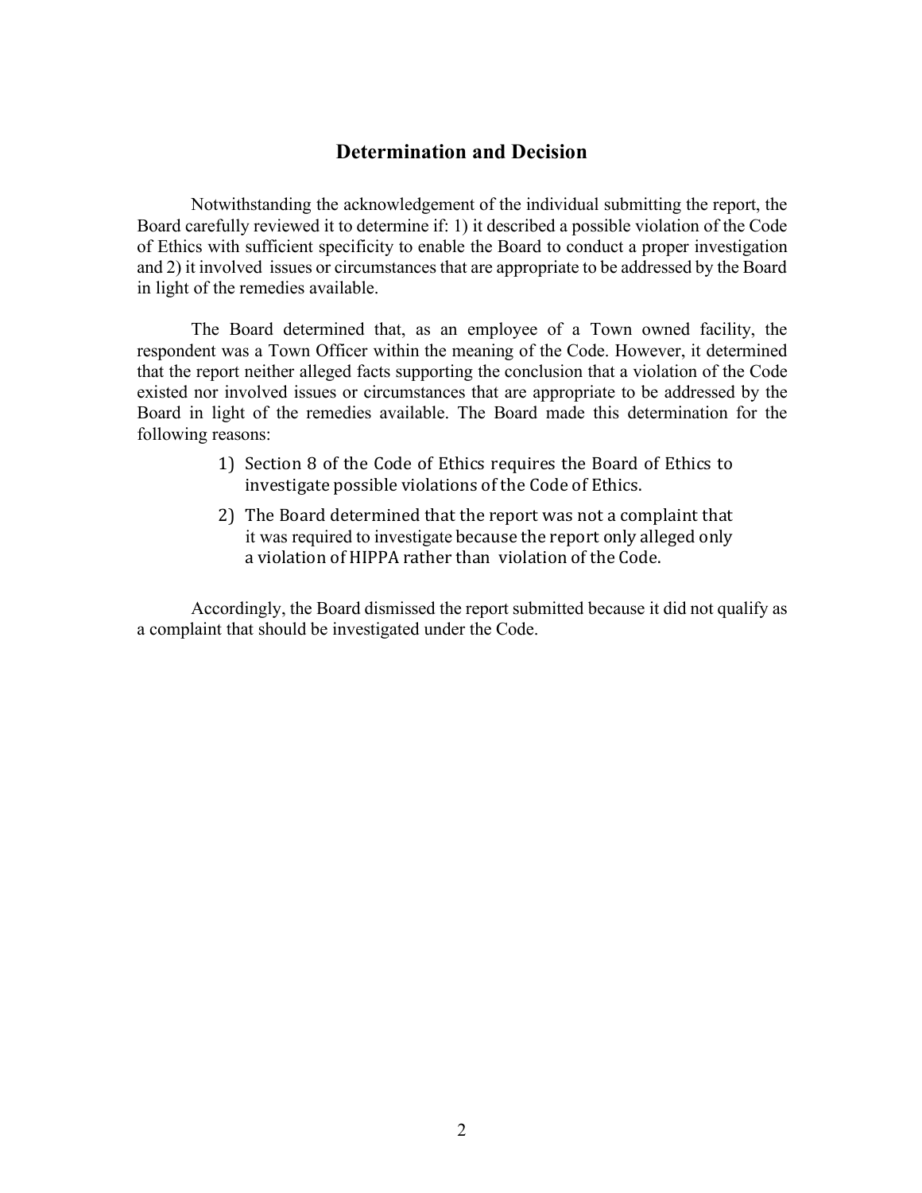## Determination and Decision

Notwithstanding the acknowledgement of the individual submitting the report, the Board carefully reviewed it to determine if: 1) it described a possible violation of the Code of Ethics with sufficient specificity to enable the Board to conduct a proper investigation and 2) it involved issues or circumstances that are appropriate to be addressed by the Board in light of the remedies available.

The Board determined that, as an employee of a Town owned facility, the respondent was a Town Officer within the meaning of the Code. However, it determined that the report neither alleged facts supporting the conclusion that a violation of the Code existed nor involved issues or circumstances that are appropriate to be addressed by the Board in light of the remedies available. The Board made this determination for the following reasons:

1) Section 8 of the Code of Ethics requires the Board of Ethics to investigate possible violations of the Code of Ethics.
2) The Board determined that the report was not a complaint that it was required to investigate because the report only alleged only a violation of HIPPA rather than violation of the Code.

Accordingly, the Board dismissed the report submitted because it did not qualify as a complaint that should be investigated under the Code.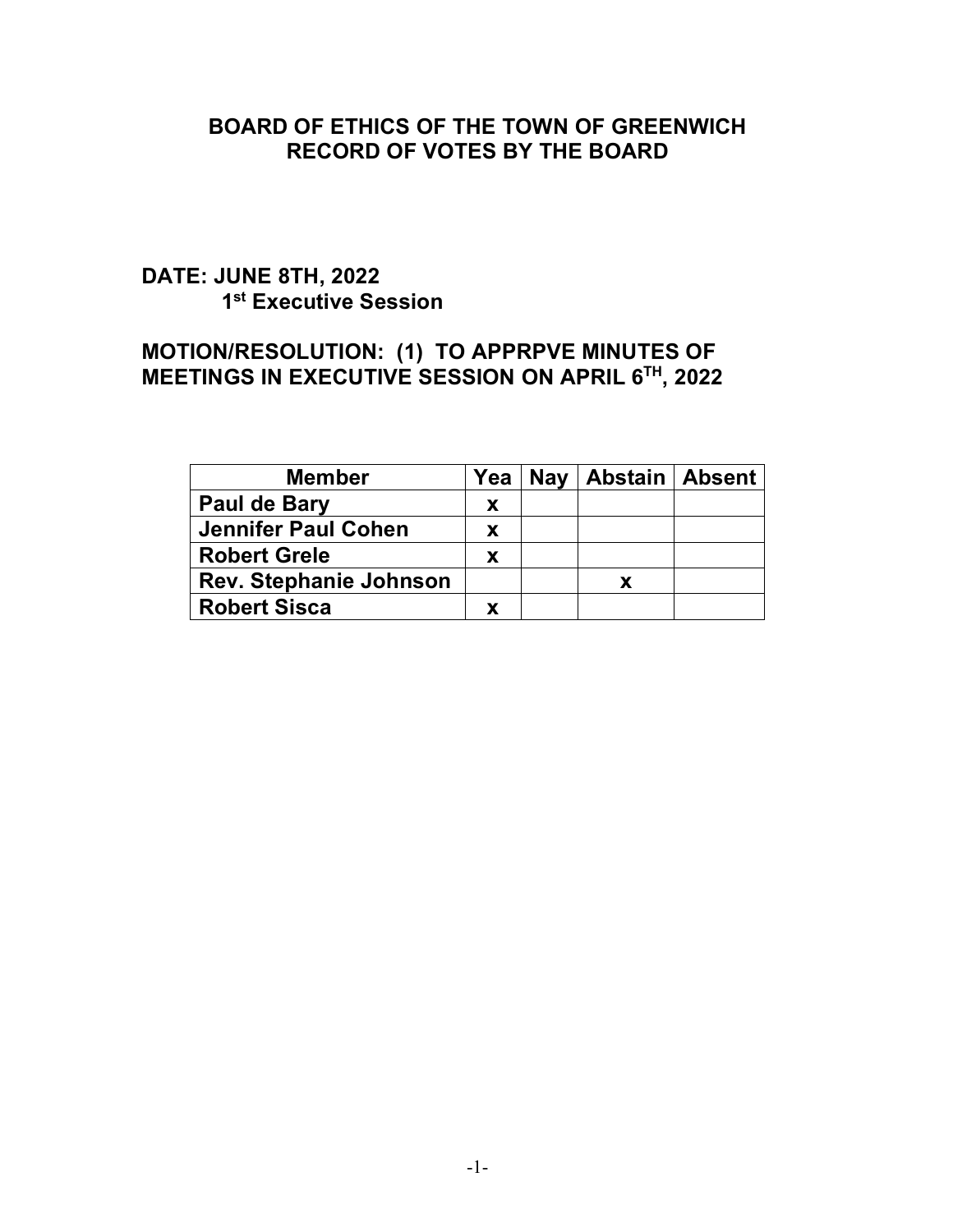## BOARD OF ETHICS OF THE TOWN OF GREENWICH
## RECORD OF VOTES BY THE BOARD

**DATE: JUNE 8TH, 2022**
**1st Executive Session**

**MOTION/RESOLUTION: (1) TO APPRPVE MINUTES OF MEETINGS IN EXECUTIVE SESSION ON APRIL 6TH, 2022**

| Member | Yea | Nay | Abstain | Absent |
|---|---|---|---|---|
| Paul de Bary | x | | | |
| Jennifer Paul Cohen | x | | | |
| Robert Grele | x | | | |
| Rev. Stephanie Johnson | | | x | |
| Robert Sisca | x | | | |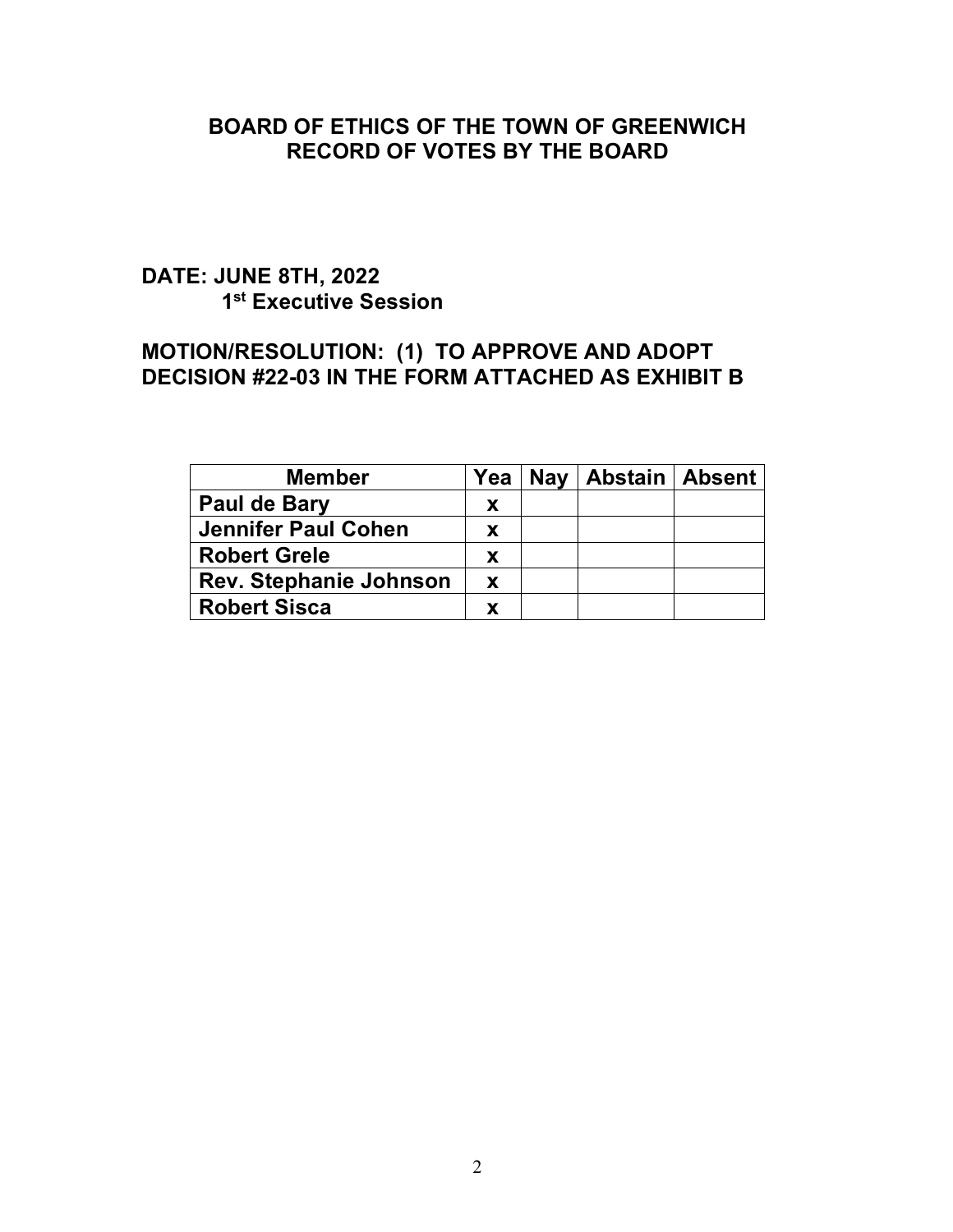# BOARD OF ETHICS OF THE TOWN OF GREENWICH
# RECORD OF VOTES BY THE BOARD

**DATE: JUNE 8TH, 2022**
**1st Executive Session**

**MOTION/RESOLUTION: (1) TO APPROVE AND ADOPT DECISION #22-03 IN THE FORM ATTACHED AS EXHIBIT B**

| Member | Yea | Nay | Abstain | Absent |
|---|---|---|---|---|
| Paul de Bary | x | | | |
| Jennifer Paul Cohen | x | | | |
| Robert Grele | x | | | |
| Rev. Stephanie Johnson | x | | | |
| Robert Sisca | x | | | |